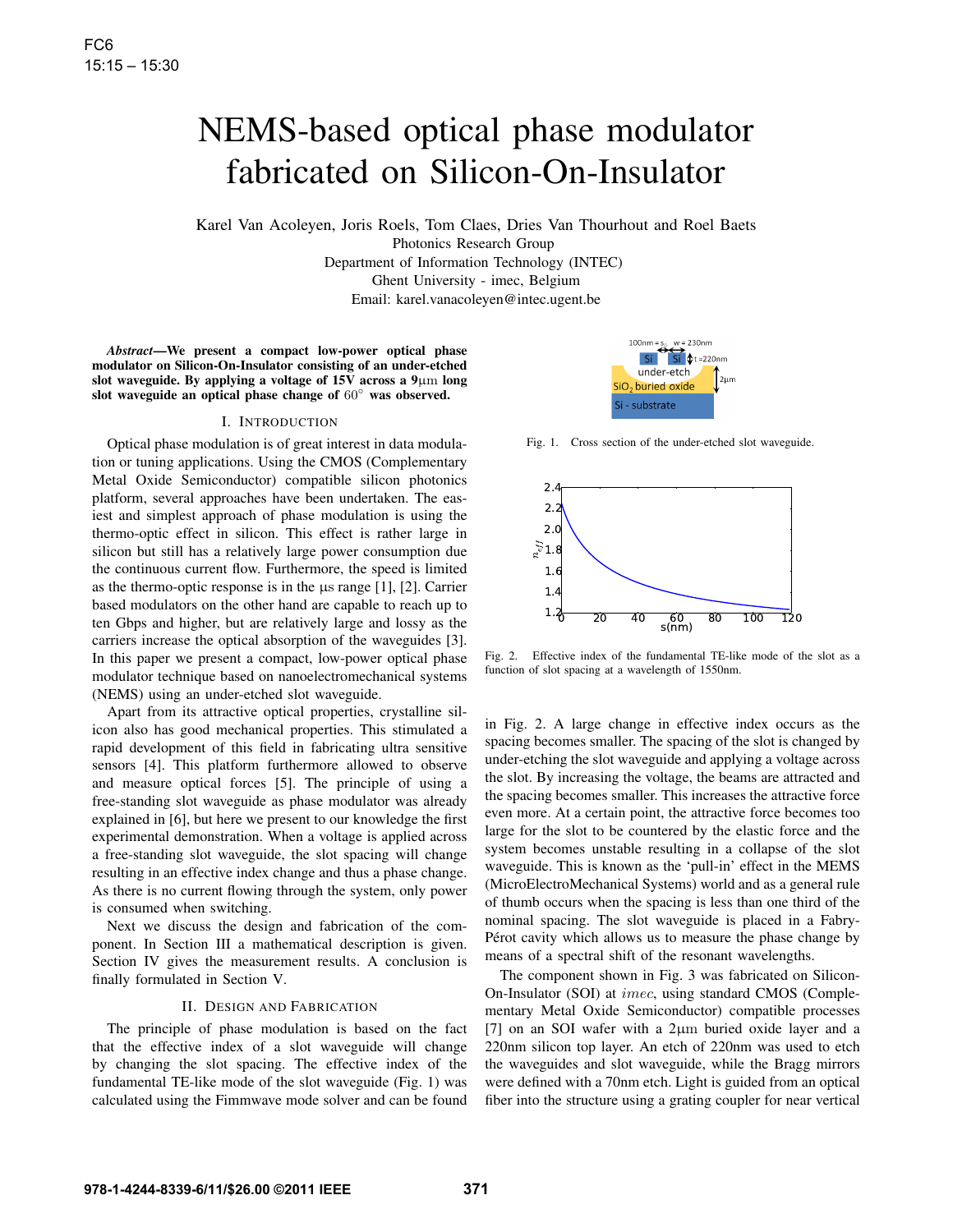# NEMS-based optical phase modulator fabricated on Silicon-On-Insulator

Karel Van Acoleyen, Joris Roels, Tom Claes, Dries Van Thourhout and Roel Baets
Photonics Research Group
Department of Information Technology (INTEC)
Ghent University - imec, Belgium
Email: karel.vanacoleyen@intec.ugent.be

***Abstract*—We present a compact low-power optical phase modulator on Silicon-On-Insulator consisting of an under-etched slot waveguide. By applying a voltage of 15V across a 9$\mu$m long slot waveguide an optical phase change of $60^\circ$ was observed.**

## I. Introduction

Optical phase modulation is of great interest in data modulation or tuning applications. Using the CMOS (Complementary Metal Oxide Semiconductor) compatible silicon photonics platform, several approaches have been undertaken. The easiest and simplest approach of phase modulation is using the thermo-optic effect in silicon. This effect is rather large in silicon but still has a relatively large power consumption due the continuous current flow. Furthermore, the speed is limited as the thermo-optic response is in the µs range [1], [2]. Carrier based modulators on the other hand are capable to reach up to ten Gbps and higher, but are relatively large and lossy as the carriers increase the optical absorption of the waveguides [3]. In this paper we present a compact, low-power optical phase modulator technique based on nanoelectromechanical systems (NEMS) using an under-etched slot waveguide.

Apart from its attractive optical properties, crystalline silicon also has good mechanical properties. This stimulated a rapid development of this field in fabricating ultra sensitive sensors [4]. This platform furthermore allowed to observe and measure optical forces [5]. The principle of using a free-standing slot waveguide as phase modulator was already explained in [6], but here we present to our knowledge the first experimental demonstration. When a voltage is applied across a free-standing slot waveguide, the slot spacing will change resulting in an effective index change and thus a phase change. As there is no current flowing through the system, only power is consumed when switching.

Next we discuss the design and fabrication of the component. In Section III a mathematical description is given. Section IV gives the measurement results. A conclusion is finally formulated in Section V.

## II. Design and Fabrication

The principle of phase modulation is based on the fact that the effective index of a slot waveguide will change by changing the slot spacing. The effective index of the fundamental TE-like mode of the slot waveguide (Fig. 1) was calculated using the Fimmwave mode solver and can be found in Fig. 2. A large change in effective index occurs as the spacing becomes smaller. The spacing of the slot is changed by under-etching the slot waveguide and applying a voltage across the slot. By increasing the voltage, the beams are attracted and the spacing becomes smaller. This increases the attractive force even more. At a certain point, the attractive force becomes too large for the slot to be countered by the elastic force and the system becomes unstable resulting in a collapse of the slot waveguide. This is known as the 'pull-in' effect in the MEMS (MicroElectroMechanical Systems) world and as a general rule of thumb occurs when the spacing is less than one third of the nominal spacing. The slot waveguide is placed in a Fabry-Pérot cavity which allows us to measure the phase change by means of a spectral shift of the resonant wavelengths.

Fig. 1. Cross section of the under-etched slot waveguide.

Fig. 2. Effective index of the fundamental TE-like mode of the slot as a function of slot spacing at a wavelength of 1550nm.

The component shown in Fig. 3 was fabricated on Silicon-On-Insulator (SOI) at *imec*, using standard CMOS (Complementary Metal Oxide Semiconductor) compatible processes [7] on an SOI wafer with a 2$\mu$m buried oxide layer and a 220nm silicon top layer. An etch of 220nm was used to etch the waveguides and slot waveguide, while the Bragg mirrors were defined with a 70nm etch. Light is guided from an optical fiber into the structure using a grating coupler for near vertical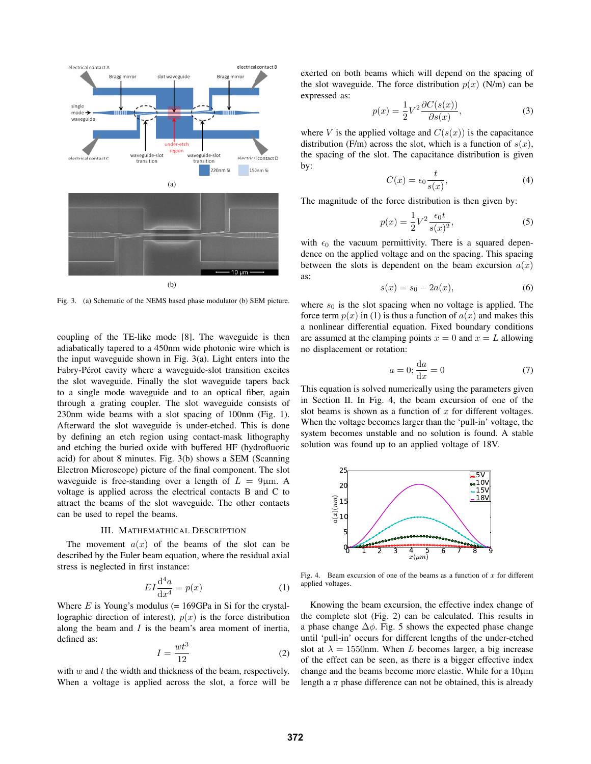Fig. 3. (a) Schematic of the NEMS based phase modulator (b) SEM picture.

coupling of the TE-like mode [8]. The waveguide is then adiabatically tapered to a 450nm wide photonic wire which is the input waveguide shown in Fig. 3(a). Light enters into the Fabry-Pérot cavity where a waveguide-slot transition excites the slot waveguide. Finally the slot waveguide tapers back to a single mode waveguide and to an optical fiber, again through a grating coupler. The slot waveguide consists of 230nm wide beams with a slot spacing of 100nm (Fig. 1). Afterward the slot waveguide is under-etched. This is done by defining an etch region using contact-mask lithography and etching the buried oxide with buffered HF (hydrofluoric acid) for about 8 minutes. Fig. 3(b) shows a SEM (Scanning Electron Microscope) picture of the final component. The slot waveguide is free-standing over a length of $L = 9\mu\text{m}$. A voltage is applied across the electrical contacts B and C to attract the beams of the slot waveguide. The other contacts can be used to repel the beams.

## III. Mathematical Description

The movement $a(x)$ of the beams of the slot can be described by the Euler beam equation, where the residual axial stress is neglected in first instance:

$$EI\frac{\mathrm{d}^4 a}{\mathrm{d}x^4} = p(x) \tag{1}$$

Where $E$ is Young's modulus (= 169GPa in Si for the crystallographic direction of interest), $p(x)$ is the force distribution along the beam and $I$ is the beam's area moment of inertia, defined as:

$$I = \frac{wt^3}{12} \tag{2}$$

with $w$ and $t$ the width and thickness of the beam, respectively. When a voltage is applied across the slot, a force will be exerted on both beams which will depend on the spacing of the slot waveguide. The force distribution $p(x)$ (N/m) can be expressed as:

$$p(x) = \frac{1}{2}V^2\frac{\partial C(s(x))}{\partial s(x)}, \tag{3}$$

where $V$ is the applied voltage and $C(s(x))$ is the capacitance distribution (F/m) across the slot, which is a function of $s(x)$, the spacing of the slot. The capacitance distribution is given by:

$$C(x) = \epsilon_0\frac{t}{s(x)}, \tag{4}$$

The magnitude of the force distribution is then given by:

$$p(x) = \frac{1}{2}V^2\frac{\epsilon_0 t}{s(x)^2}, \tag{5}$$

with $\epsilon_0$ the vacuum permittivity. There is a squared dependence on the applied voltage and on the spacing. This spacing between the slots is dependent on the beam excursion $a(x)$ as:

$$s(x) = s_0 - 2a(x), \tag{6}$$

where $s_0$ is the slot spacing when no voltage is applied. The force term $p(x)$ in (1) is thus a function of $a(x)$ and makes this a nonlinear differential equation. Fixed boundary conditions are assumed at the clamping points $x = 0$ and $x = L$ allowing no displacement or rotation:

$$a = 0; \frac{\mathrm{d}a}{\mathrm{d}x} = 0 \tag{7}$$

This equation is solved numerically using the parameters given in Section II. In Fig. 4, the beam excursion of one of the slot beams is shown as a function of $x$ for different voltages. When the voltage becomes larger than the 'pull-in' voltage, the system becomes unstable and no solution is found. A stable solution was found up to an applied voltage of 18V.

Fig. 4. Beam excursion of one of the beams as a function of $x$ for different applied voltages.

Knowing the beam excursion, the effective index change of the complete slot (Fig. 2) can be calculated. This results in a phase change $\Delta\phi$. Fig. 5 shows the expected phase change until 'pull-in' occurs for different lengths of the under-etched slot at $\lambda = 1550\text{nm}$. When $L$ becomes larger, a big increase of the effect can be seen, as there is a bigger effective index change and the beams become more elastic. While for a $10\mu\text{m}$ length a $\pi$ phase difference can not be obtained, this is already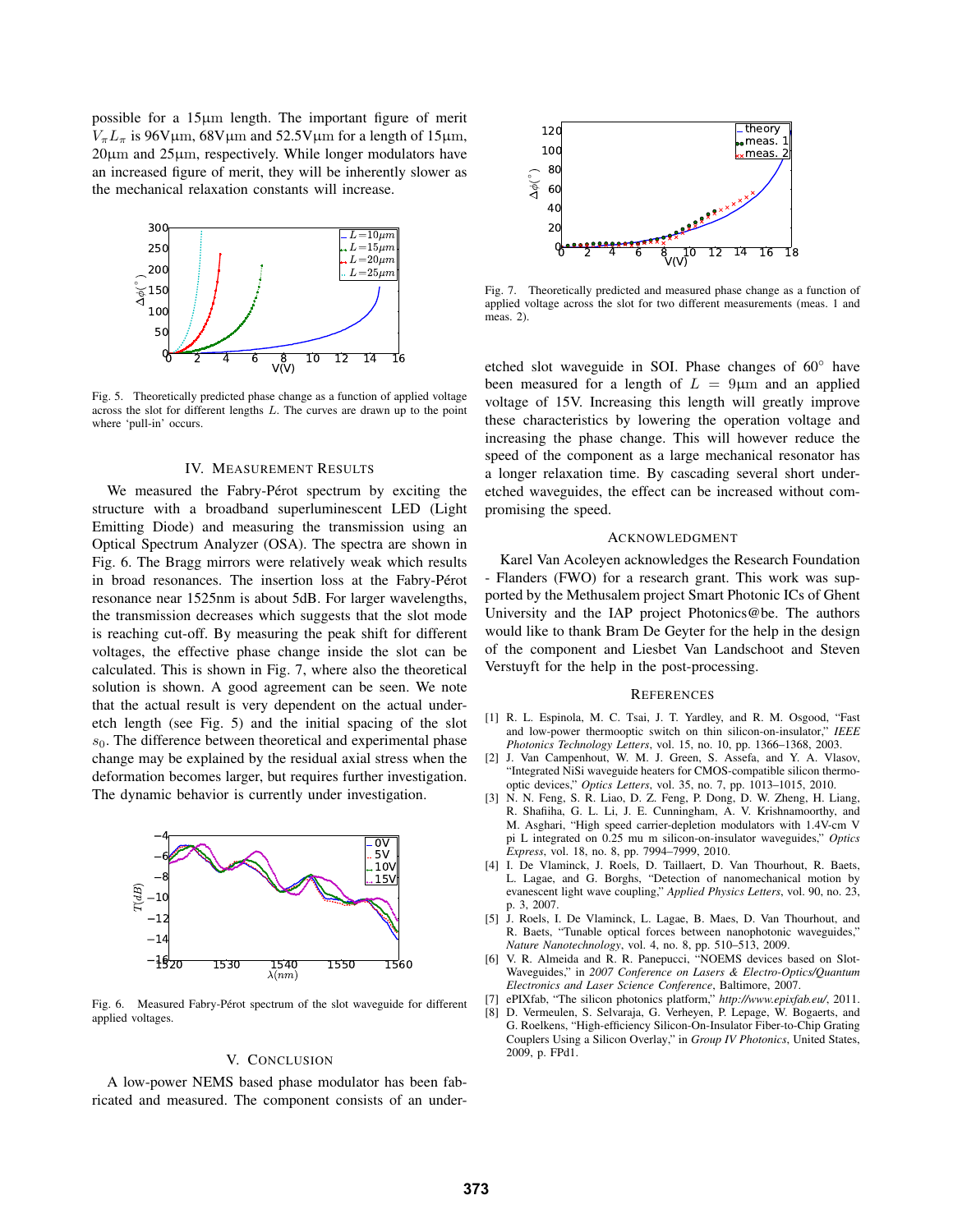possible for a 15µm length. The important figure of merit $V_\pi L_\pi$ is 96Vµm, 68Vµm and 52.5Vµm for a length of 15µm, 20µm and 25µm, respectively. While longer modulators have an increased figure of merit, they will be inherently slower as the mechanical relaxation constants will increase.

$L=10\mu m$
$L=15\mu m$
$L=20\mu m$
$L=25\mu m$
$\Delta\phi(^\circ)$
300
250
200
150
100
50
0
0 2 4 6 8 10 12 14 16
V(V)

Fig. 5. Theoretically predicted phase change as a function of applied voltage across the slot for different lengths $L$. The curves are drawn up to the point where 'pull-in' occurs.

## IV. Measurement Results

We measured the Fabry-Pérot spectrum by exciting the structure with a broadband superluminescent LED (Light Emitting Diode) and measuring the transmission using an Optical Spectrum Analyzer (OSA). The spectra are shown in Fig. 6. The Bragg mirrors were relatively weak which results in broad resonances. The insertion loss at the Fabry-Pérot resonance near 1525nm is about 5dB. For larger wavelengths, the transmission decreases which suggests that the slot mode is reaching cut-off. By measuring the peak shift for different voltages, the effective phase change inside the slot can be calculated. This is shown in Fig. 7, where also the theoretical solution is shown. A good agreement can be seen. We note that the actual result is very dependent on the actual under-etch length (see Fig. 5) and the initial spacing of the slot $s_0$. The difference between theoretical and experimental phase change may be explained by the residual axial stress when the deformation becomes larger, but requires further investigation. The dynamic behavior is currently under investigation.

0V
5V
10V
15V
$T(dB)$
−4
−6
−8
−10
−12
−14
−16
1520 1530 1540 1550 1560
$\lambda(nm)$

Fig. 6. Measured Fabry-Pérot spectrum of the slot waveguide for different applied voltages.

## V. Conclusion

A low-power NEMS based phase modulator has been fabricated and measured. The component consists of an under-etched slot waveguide in SOI. Phase changes of 60° have been measured for a length of $L = 9\mu m$ and an applied voltage of 15V. Increasing this length will greatly improve these characteristics by lowering the operation voltage and increasing the phase change. This will however reduce the speed of the component as a large mechanical resonator has a longer relaxation time. By cascading several short under-etched waveguides, the effect can be increased without compromising the speed.

theory
meas. 1
meas. 2
$\Delta\phi(^\circ)$
120
100
80
60
40
20
0
0 2 4 6 8 10 12 14 16 18
V(V)

Fig. 7. Theoretically predicted and measured phase change as a function of applied voltage across the slot for two different measurements (meas. 1 and meas. 2).

## Acknowledgment

Karel Van Acoleyen acknowledges the Research Foundation - Flanders (FWO) for a research grant. This work was supported by the Methusalem project Smart Photonic ICs of Ghent University and the IAP project Photonics@be. The authors would like to thank Bram De Geyter for the help in the design of the component and Liesbet Van Landschoot and Steven Verstuyft for the help in the post-processing.

## References

[1] R. L. Espinola, M. C. Tsai, J. T. Yardley, and R. M. Osgood, "Fast and low-power thermooptic switch on thin silicon-on-insulator," *IEEE Photonics Technology Letters*, vol. 15, no. 10, pp. 1366–1368, 2003.

[2] J. Van Campenhout, W. M. J. Green, S. Assefa, and Y. A. Vlasov, "Integrated NiSi waveguide heaters for CMOS-compatible silicon thermo-optic devices," *Optics Letters*, vol. 35, no. 7, pp. 1013–1015, 2010.

[3] N. N. Feng, S. R. Liao, D. Z. Feng, P. Dong, D. W. Zheng, H. Liang, R. Shafiiha, G. L. Li, J. E. Cunningham, A. V. Krishnamoorthy, and M. Asghari, "High speed carrier-depletion modulators with 1.4V-cm V pi L integrated on 0.25 mu m silicon-on-insulator waveguides," *Optics Express*, vol. 18, no. 8, pp. 7994–7999, 2010.

[4] I. De Vlaminck, J. Roels, D. Taillaert, D. Van Thourhout, R. Baets, L. Lagae, and G. Borghs, "Detection of nanomechanical motion by evanescent light wave coupling," *Applied Physics Letters*, vol. 90, no. 23, p. 3, 2007.

[5] J. Roels, I. De Vlaminck, L. Lagae, B. Maes, D. Van Thourhout, and R. Baets, "Tunable optical forces between nanophotonic waveguides," *Nature Nanotechnology*, vol. 4, no. 8, pp. 510–513, 2009.

[6] V. R. Almeida and R. R. Panepucci, "NOEMS devices based on Slot-Waveguides," in *2007 Conference on Lasers & Electro-Optics/Quantum Electronics and Laser Science Conference*, Baltimore, 2007.

[7] ePIXfab, "The silicon photonics platform," *http://www.epixfab.eu/*, 2011.

[8] D. Vermeulen, S. Selvaraja, G. Verheyen, P. Lepage, W. Bogaerts, and G. Roelkens, "High-efficiency Silicon-On-Insulator Fiber-to-Chip Grating Couplers Using a Silicon Overlay," in *Group IV Photonics*, United States, 2009, p. FPd1.